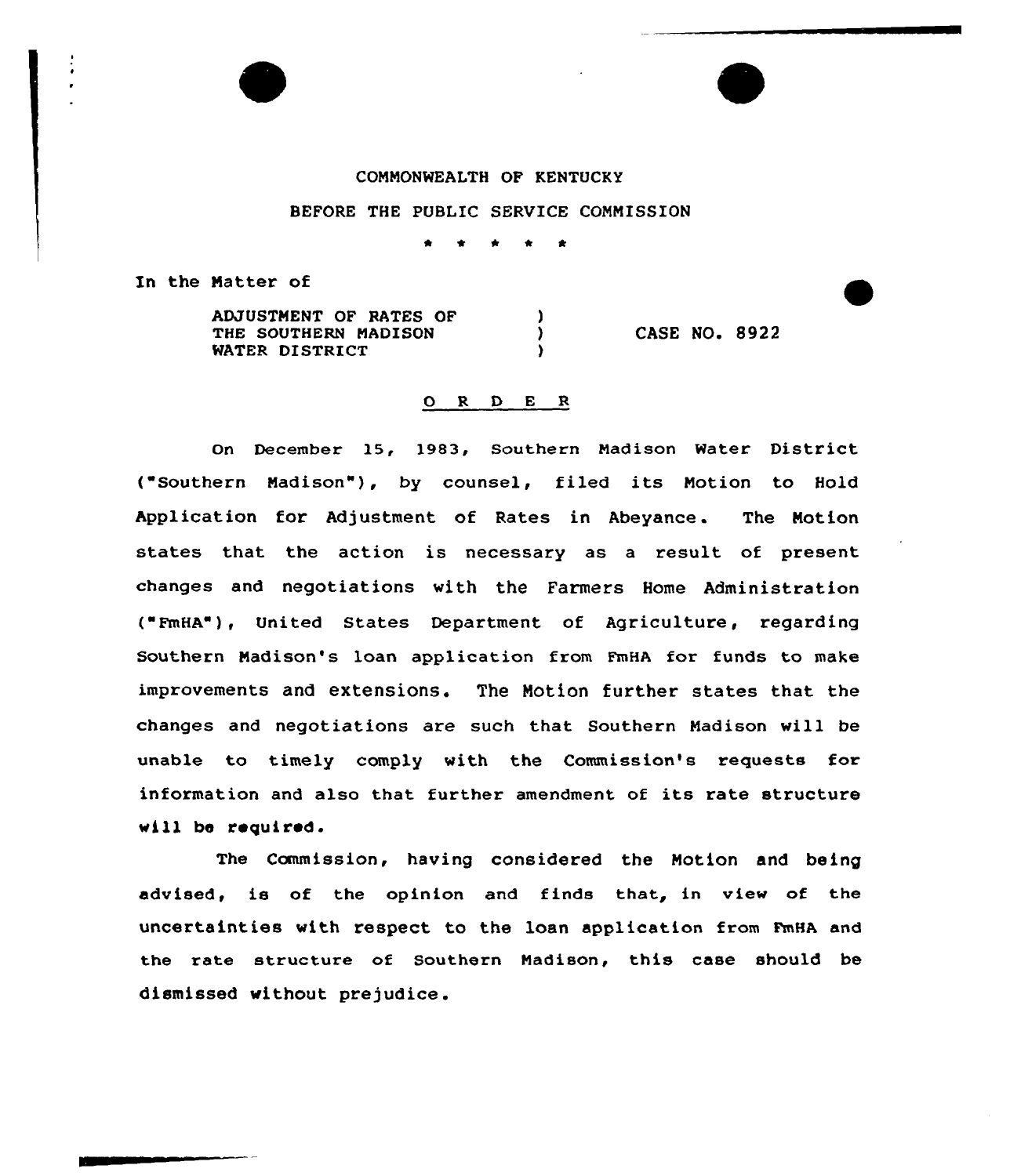COMMONWEALTH OF KENTUCKY

BEFORE THE PUBLIC SERVICE COMMISSION

\* \* \* \* \*

In the Matter of

ADJUSTMENT OF RATES OF THE SOUTHERN MADISON WATER DISTRICT ) CASE NO. 8922

## O R D E R

On December 15, 1983, Southern Madison Water District ("Southern Madison"), by counsel, filed its Motion to Hold Application for Adjustment of Rates in Abeyance. The Motion states that the action is necessary as a result of present changes and negotiations with the Farmers Home Administration ("FmHA"), United States Department of Agriculture, regarding Southern Madison's loan application from FmHA for funds to make improvements and extensions. The Motion further states that the changes and negotiations are such that Southern Madison will be unable to timely comply with the Commission's requests for information and also that further amendment of its rate structure will be required.

The Commission, having considered the Motion and being advised, is of the opinion and finds that, in view of the uncertainties with respect to the loan application from FmHA and the rate structure of Southern Madison, this case should be dismissed without prejudice.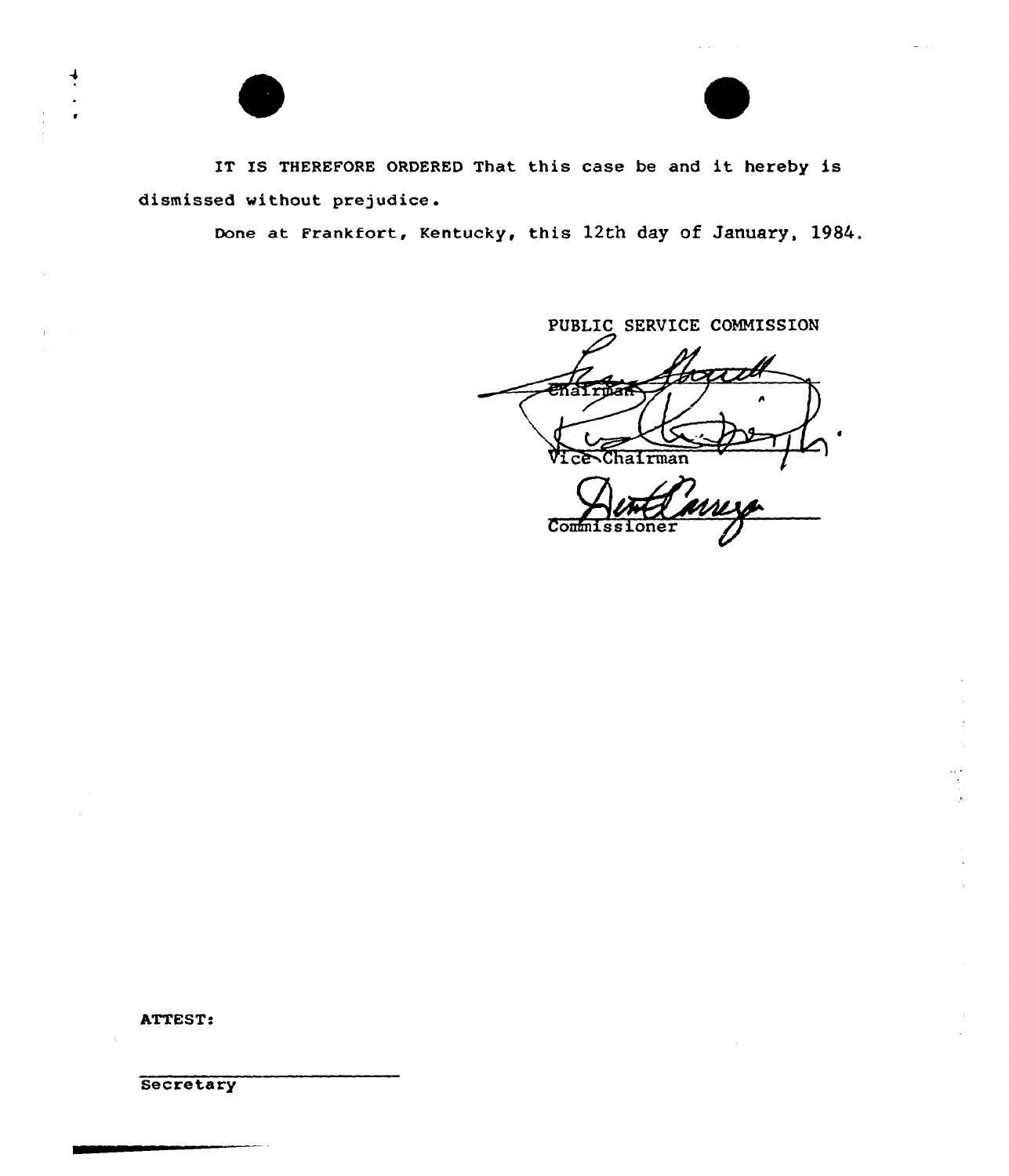IT IS THEREFORE ORDERED That this case be and it hereby is dismissed without prejudice.

Done at Frankfort, Kentucky, this 12th day of January, 1984.

PUBLIC SERVICE COMMISSION

Chairman

Vice Chairman

Commissioner

ATTEST:

Secretary